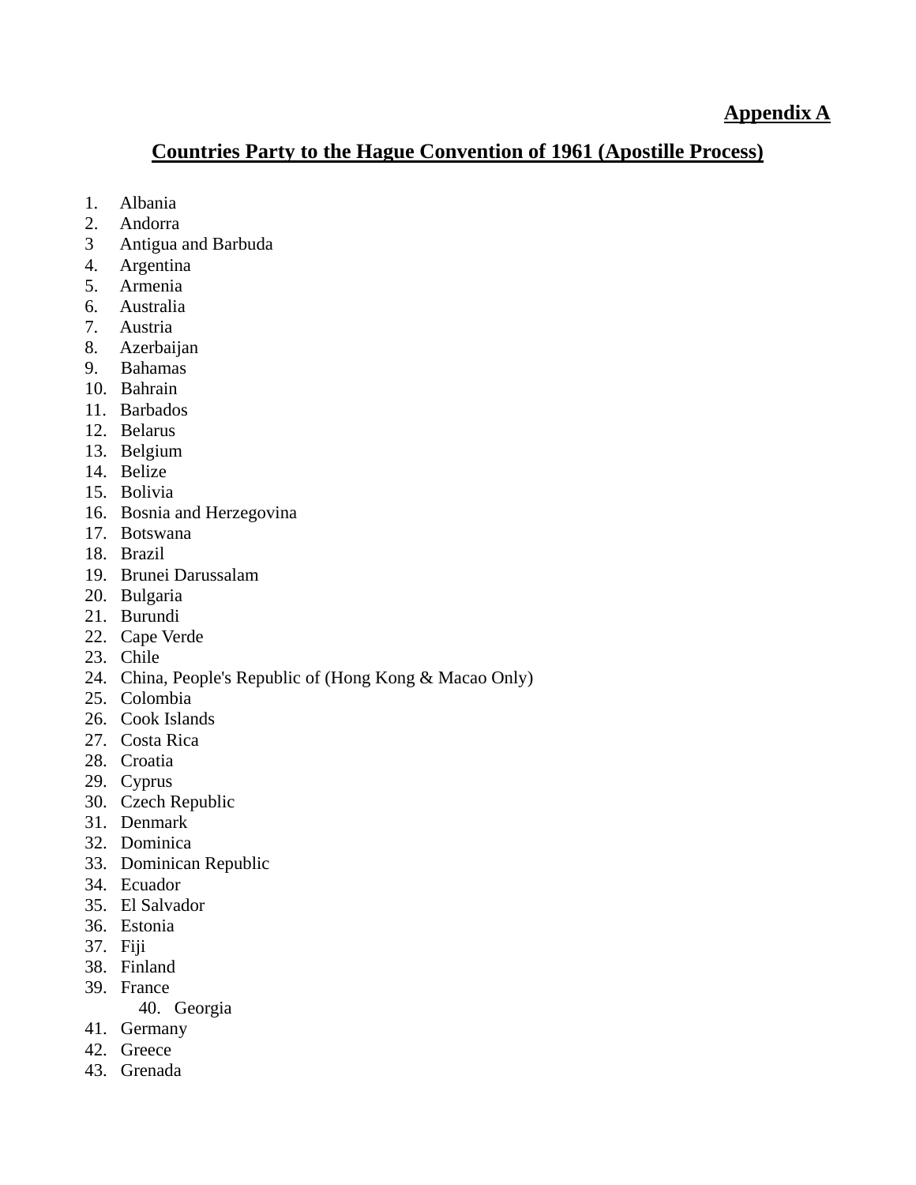**Appendix A**

## Countries Party to the Hague Convention of 1961 (Apostille Process)

1. Albania
2. Andorra
3. Antigua and Barbuda
4. Argentina
5. Armenia
6. Australia
7. Austria
8. Azerbaijan
9. Bahamas
10. Bahrain
11. Barbados
12. Belarus
13. Belgium
14. Belize
15. Bolivia
16. Bosnia and Herzegovina
17. Botswana
18. Brazil
19. Brunei Darussalam
20. Bulgaria
21. Burundi
22. Cape Verde
23. Chile
24. China, People's Republic of (Hong Kong & Macao Only)
25. Colombia
26. Cook Islands
27. Costa Rica
28. Croatia
29. Cyprus
30. Czech Republic
31. Denmark
32. Dominica
33. Dominican Republic
34. Ecuador
35. El Salvador
36. Estonia
37. Fiji
38. Finland
39. France
40. Georgia
41. Germany
42. Greece
43. Grenada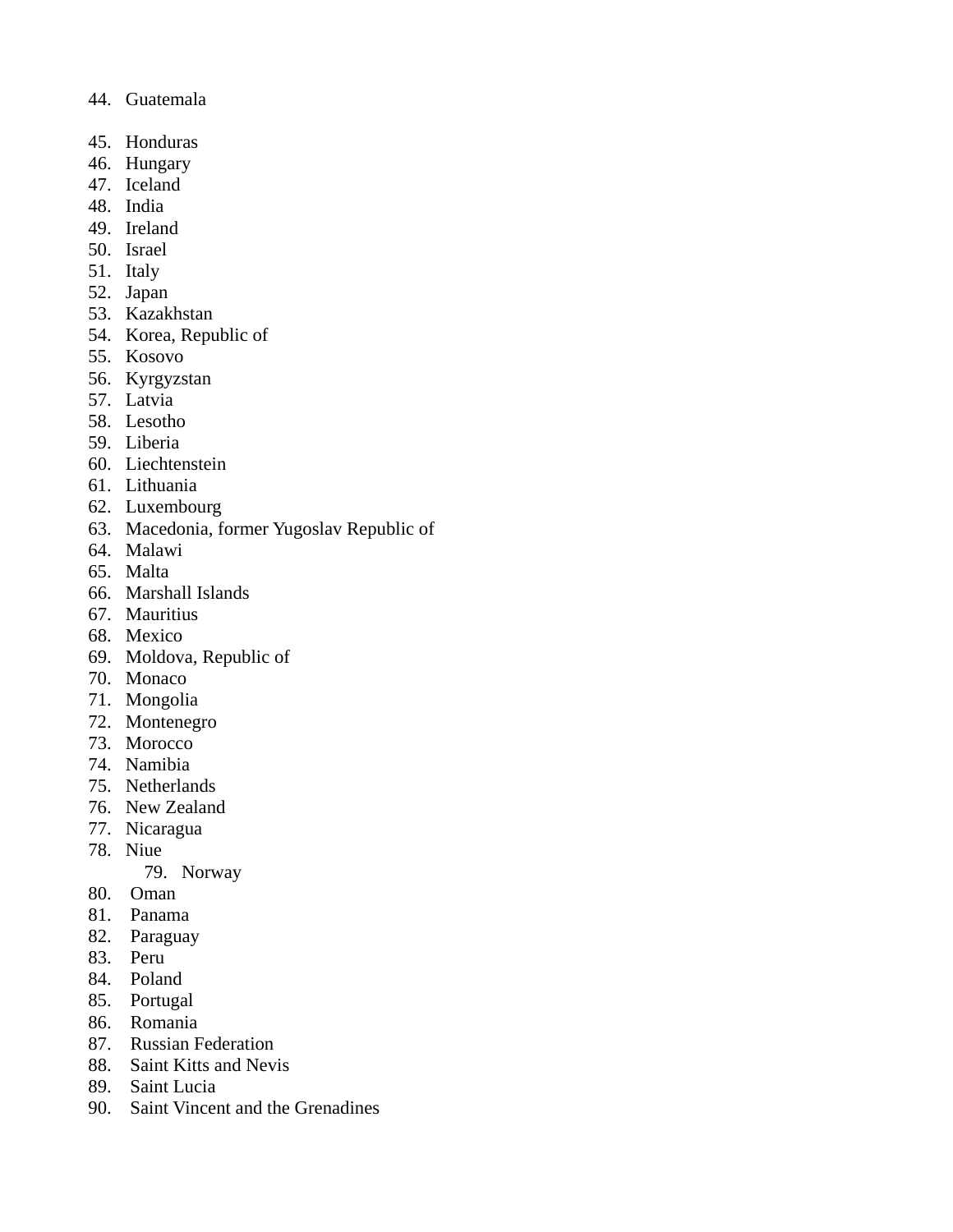44. Guatemala
45. Honduras
46. Hungary
47. Iceland
48. India
49. Ireland
50. Israel
51. Italy
52. Japan
53. Kazakhstan
54. Korea, Republic of
55. Kosovo
56. Kyrgyzstan
57. Latvia
58. Lesotho
59. Liberia
60. Liechtenstein
61. Lithuania
62. Luxembourg
63. Macedonia, former Yugoslav Republic of
64. Malawi
65. Malta
66. Marshall Islands
67. Mauritius
68. Mexico
69. Moldova, Republic of
70. Monaco
71. Mongolia
72. Montenegro
73. Morocco
74. Namibia
75. Netherlands
76. New Zealand
77. Nicaragua
78. Niue
79. Norway
80. Oman
81. Panama
82. Paraguay
83. Peru
84. Poland
85. Portugal
86. Romania
87. Russian Federation
88. Saint Kitts and Nevis
89. Saint Lucia
90. Saint Vincent and the Grenadines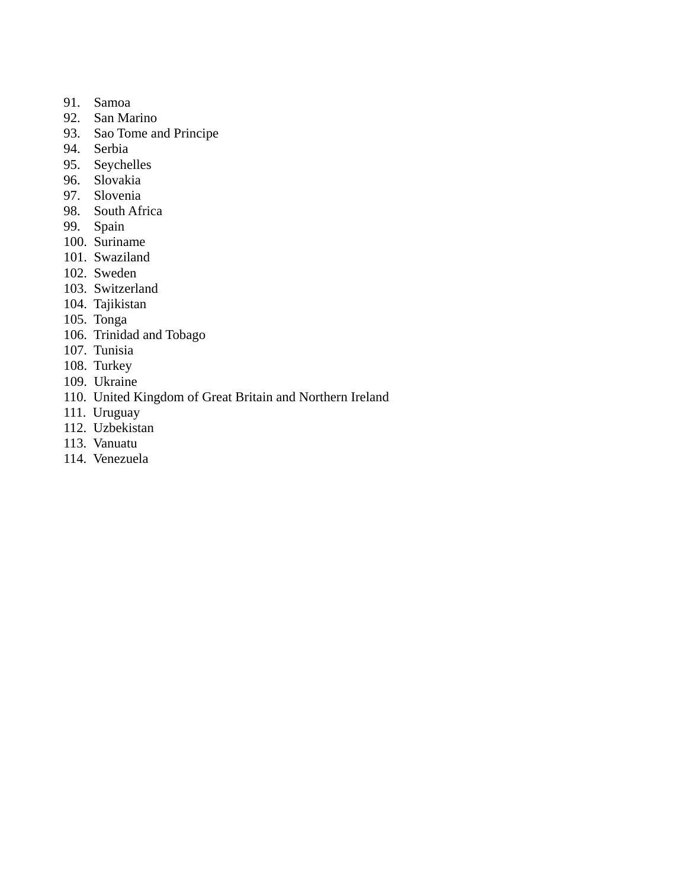91. Samoa
92. San Marino
93. Sao Tome and Principe
94. Serbia
95. Seychelles
96. Slovakia
97. Slovenia
98. South Africa
99. Spain
100. Suriname
101. Swaziland
102. Sweden
103. Switzerland
104. Tajikistan
105. Tonga
106. Trinidad and Tobago
107. Tunisia
108. Turkey
109. Ukraine
110. United Kingdom of Great Britain and Northern Ireland
111. Uruguay
112. Uzbekistan
113. Vanuatu
114. Venezuela